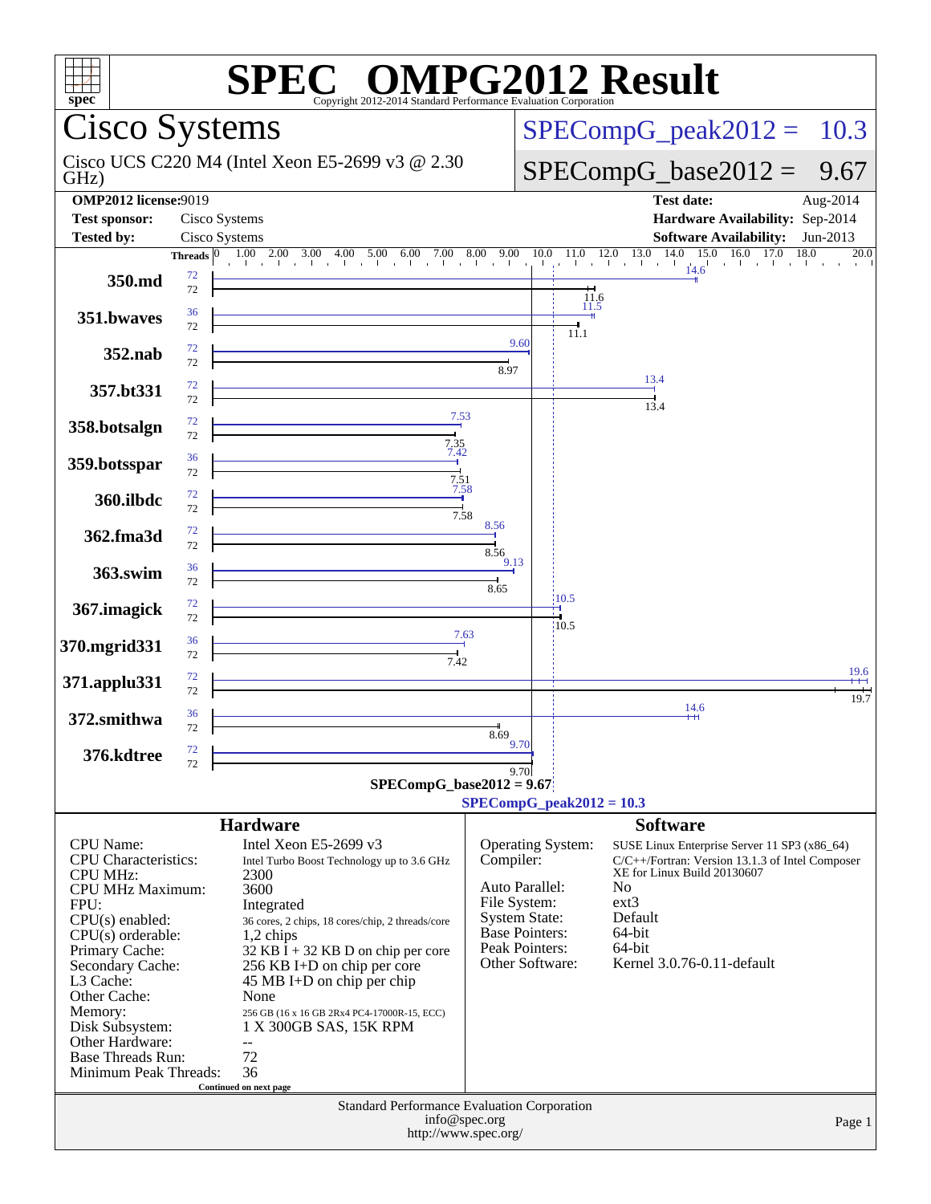# SPEC® OMPG2012 Result

Copyright 2012-2014 Standard Performance Evaluation Corporation

## Cisco Systems

Cisco UCS C220 M4 (Intel Xeon E5-2699 v3 @ 2.30 GHz)

**SPECompG_peak2012 = 10.3**

**SPECompG_base2012 = 9.67**

| | | | |
|---|---|---|---|
| **OMP2012 license:** 9019 | | **Test date:** | Aug-2014 |
| **Test sponsor:** | Cisco Systems | **Hardware Availability:** | Sep-2014 |
| **Tested by:** | Cisco Systems | **Software Availability:** | Jun-2013 |

| Benchmark | Peak Threads | Base Threads | Peak Ratio | Base Ratio |
|---|---|---|---|---|
| 350.md | 72 | 72 | 14.6 | 11.6 |
| 351.bwaves | 36 | 72 | 11.5 | 11.1 |
| 352.nab | 72 | 72 | 9.60 | 8.97 |
| 357.bt331 | 72 | 72 | 13.4 | 13.4 |
| 358.botsalgn | 72 | 72 | 7.53 | 7.35 |
| 359.botsspar | 36 | 72 | 7.42 | 7.51 |
| 360.ilbdc | 72 | 72 | 7.58 | 7.58 |
| 362.fma3d | 72 | 72 | 8.56 | 8.56 |
| 363.swim | 36 | 72 | 9.13 | 8.65 |
| 367.imagick | 72 | 72 | 10.5 | 10.5 |
| 370.mgrid331 | 36 | 72 | 7.63 | 7.42 |
| 371.applu331 | 72 | 72 | 19.6 | 19.7 |
| 372.smithwa | 36 | 72 | 14.6 | 8.69 |
| 376.kdtree | 72 | 72 | 9.70 | 9.70 |

SPECompG_base2012 = 9.67

SPECompG_peak2012 = 10.3

### Hardware

| | |
|---|---|
| CPU Name: | Intel Xeon E5-2699 v3 |
| CPU Characteristics: | Intel Turbo Boost Technology up to 3.6 GHz |
| CPU MHz: | 2300 |
| CPU MHz Maximum: | 3600 |
| FPU: | Integrated |
| CPU(s) enabled: | 36 cores, 2 chips, 18 cores/chip, 2 threads/core |
| CPU(s) orderable: | 1,2 chips |
| Primary Cache: | 32 KB I + 32 KB D on chip per core |
| Secondary Cache: | 256 KB I+D on chip per core |
| L3 Cache: | 45 MB I+D on chip per chip |
| Other Cache: | None |
| Memory: | 256 GB (16 x 16 GB 2Rx4 PC4-17000R-15, ECC) |
| Disk Subsystem: | 1 X 300GB SAS, 15K RPM |
| Other Hardware: | -- |
| Base Threads Run: | 72 |
| Minimum Peak Threads: | 36 |

Continued on next page

### Software

| | |
|---|---|
| Operating System: | SUSE Linux Enterprise Server 11 SP3 (x86_64) |
| Compiler: | C/C++/Fortran: Version 13.1.3 of Intel Composer XE for Linux Build 20130607 |
| Auto Parallel: | No |
| File System: | ext3 |
| System State: | Default |
| Base Pointers: | 64-bit |
| Peak Pointers: | 64-bit |
| Other Software: | Kernel 3.0.76-0.11-default |

Standard Performance Evaluation Corporation
info@spec.org
http://www.spec.org/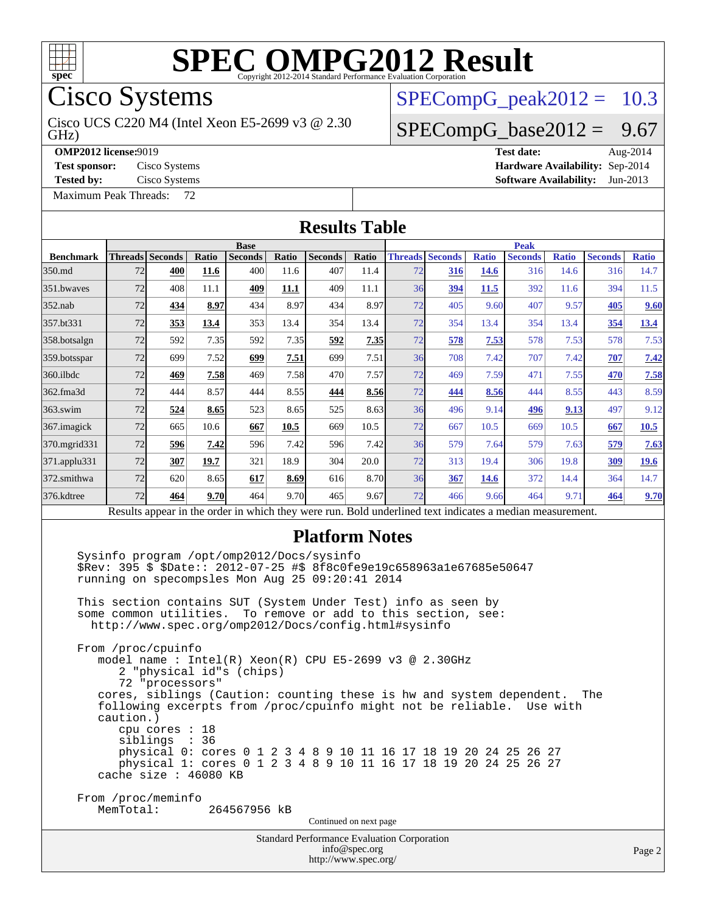# SPEC OMPG2012 Result

Copyright 2012-2014 Standard Performance Evaluation Corporation

## Cisco Systems

Cisco UCS C220 M4 (Intel Xeon E5-2699 v3 @ 2.30 GHz)

SPECompG_peak2012 = 10.3

SPECompG_base2012 = 9.67

**OMP2012 license:** 9019
**Test sponsor:** Cisco Systems
**Tested by:** Cisco Systems
**Test date:** Aug-2014
**Hardware Availability:** Sep-2014
**Software Availability:** Jun-2013

Maximum Peak Threads: 72

## Results Table

| Benchmark | Base | | | | | | | Peak | | | | | | |
|---|---|---|---|---|---|---|---|---|---|---|---|---|---|---|
| | Threads | Seconds | Ratio | Seconds | Ratio | Seconds | Ratio | Threads | Seconds | Ratio | Seconds | Ratio | Seconds | Ratio |
| 350.md | 72 | **400** | **11.6** | 400 | 11.6 | 407 | 11.4 | 72 | **316** | **14.6** | 316 | 14.6 | 316 | 14.7 |
| 351.bwaves | 72 | 408 | 11.1 | **409** | **11.1** | 409 | 11.1 | 36 | **394** | **11.5** | 392 | 11.6 | 394 | 11.5 |
| 352.nab | 72 | **434** | **8.97** | 434 | 8.97 | 434 | 8.97 | 72 | 405 | 9.60 | 407 | 9.57 | **405** | **9.60** |
| 357.bt331 | 72 | **353** | **13.4** | 353 | 13.4 | 354 | 13.4 | 72 | 354 | 13.4 | 354 | 13.4 | **354** | **13.4** |
| 358.botsalgn | 72 | 592 | 7.35 | 592 | 7.35 | **592** | **7.35** | 72 | **578** | **7.53** | 578 | 7.53 | 578 | 7.53 |
| 359.botsspar | 72 | 699 | 7.52 | **699** | **7.51** | 699 | 7.51 | 36 | 708 | 7.42 | 707 | 7.42 | **707** | **7.42** |
| 360.ilbdc | 72 | **469** | **7.58** | 469 | 7.58 | 470 | 7.57 | 72 | 469 | 7.59 | 471 | 7.55 | **470** | **7.58** |
| 362.fma3d | 72 | 444 | 8.57 | 444 | 8.55 | **444** | **8.56** | 72 | **444** | **8.56** | 444 | 8.55 | 443 | 8.59 |
| 363.swim | 72 | **524** | **8.65** | 523 | 8.65 | 525 | 8.63 | 36 | 496 | 9.14 | **496** | **9.13** | 497 | 9.12 |
| 367.imagick | 72 | 665 | 10.6 | **667** | **10.5** | 669 | 10.5 | 72 | 667 | 10.5 | 669 | 10.5 | **667** | **10.5** |
| 370.mgrid331 | 72 | **596** | **7.42** | 596 | 7.42 | 596 | 7.42 | 36 | 579 | 7.64 | 579 | 7.63 | **579** | **7.63** |
| 371.applu331 | 72 | **307** | **19.7** | 321 | 18.9 | 304 | 20.0 | 72 | 313 | 19.4 | 306 | 19.8 | **309** | **19.6** |
| 372.smithwa | 72 | 620 | 8.65 | **617** | **8.69** | 616 | 8.70 | 36 | **367** | **14.6** | 372 | 14.4 | 364 | 14.7 |
| 376.kdtree | 72 | **464** | **9.70** | 464 | 9.70 | 465 | 9.67 | 72 | 466 | 9.66 | 464 | 9.71 | **464** | **9.70** |

Results appear in the order in which they were run. Bold underlined text indicates a median measurement.

## Platform Notes

```
Sysinfo program /opt/omp2012/Docs/sysinfo
$Rev: 395 $ $Date:: 2012-07-25 #$ 8f8c0fe9e19c658963a1e67685e50647
running on specompsles Mon Aug 25 09:20:41 2014

This section contains SUT (System Under Test) info as seen by
some common utilities.  To remove or add to this section, see:
  http://www.spec.org/omp2012/Docs/config.html#sysinfo

From /proc/cpuinfo
   model name : Intel(R) Xeon(R) CPU E5-2699 v3 @ 2.30GHz
      2 "physical id"s (chips)
      72 "processors"
   cores, siblings (Caution: counting these is hw and system dependent.  The
   following excerpts from /proc/cpuinfo might not be reliable.  Use with
   caution.)
      cpu cores : 18
      siblings  : 36
      physical 0: cores 0 1 2 3 4 8 9 10 11 16 17 18 19 20 24 25 26 27
      physical 1: cores 0 1 2 3 4 8 9 10 11 16 17 18 19 20 24 25 26 27
   cache size : 46080 KB

From /proc/meminfo
   MemTotal:       264567956 kB
```

Continued on next page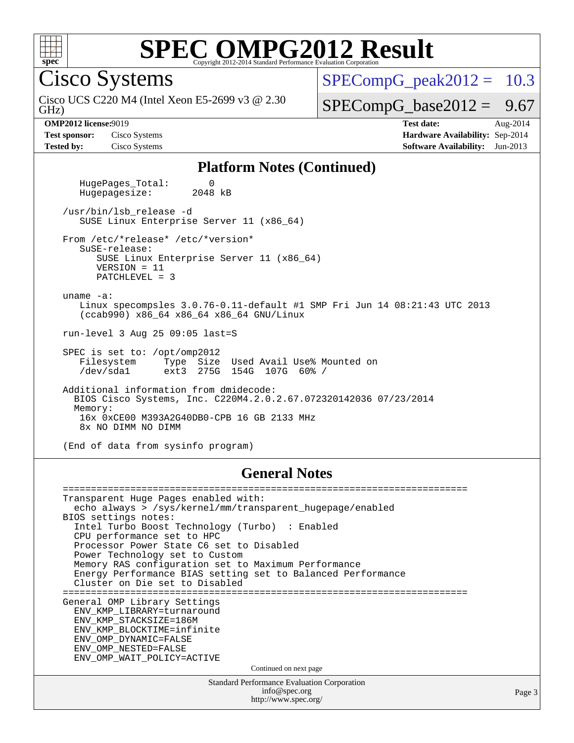# SPEC OMPG2012 Result

Copyright 2012-2014 Standard Performance Evaluation Corporation

## Cisco Systems

Cisco UCS C220 M4 (Intel Xeon E5-2699 v3 @ 2.30 GHz)

SPECompG_peak2012 = 10.3

SPECompG_base2012 = 9.67

**OMP2012 license:** 9019
**Test sponsor:** Cisco Systems
**Tested by:** Cisco Systems
**Test date:** Aug-2014
**Hardware Availability:** Sep-2014
**Software Availability:** Jun-2013

### Platform Notes (Continued)

```
   HugePages_Total:       0
   Hugepagesize:       2048 kB

/usr/bin/lsb_release -d
   SUSE Linux Enterprise Server 11 (x86_64)

From /etc/*release* /etc/*version*
   SuSE-release:
      SUSE Linux Enterprise Server 11 (x86_64)
      VERSION = 11
      PATCHLEVEL = 3

uname -a:
   Linux specompsles 3.0.76-0.11-default #1 SMP Fri Jun 14 08:21:43 UTC 2013
   (ccab990) x86_64 x86_64 x86_64 GNU/Linux

run-level 3 Aug 25 09:05 last=S

SPEC is set to: /opt/omp2012
   Filesystem     Type  Size  Used Avail Use% Mounted on
   /dev/sda1      ext3  275G  154G  107G  60% /

Additional information from dmidecode:
  BIOS Cisco Systems, Inc. C220M4.2.0.2.67.072320142036 07/23/2014
  Memory:
   16x 0xCE00 M393A2G40DB0-CPB 16 GB 2133 MHz
   8x NO DIMM NO DIMM

(End of data from sysinfo program)
```

### General Notes

```
========================================================================
Transparent Huge Pages enabled with:
  echo always > /sys/kernel/mm/transparent_hugepage/enabled
BIOS settings notes:
  Intel Turbo Boost Technology (Turbo)  : Enabled
  CPU performance set to HPC
  Processor Power State C6 set to Disabled
  Power Technology set to Custom
  Memory RAS configuration set to Maximum Performance
  Energy Performance BIAS setting set to Balanced Performance
  Cluster on Die set to Disabled
========================================================================
General OMP Library Settings
  ENV_KMP_LIBRARY=turnaround
  ENV_KMP_STACKSIZE=186M
  ENV_KMP_BLOCKTIME=infinite
  ENV_OMP_DYNAMIC=FALSE
  ENV_OMP_NESTED=FALSE
  ENV_OMP_WAIT_POLICY=ACTIVE
```

Continued on next page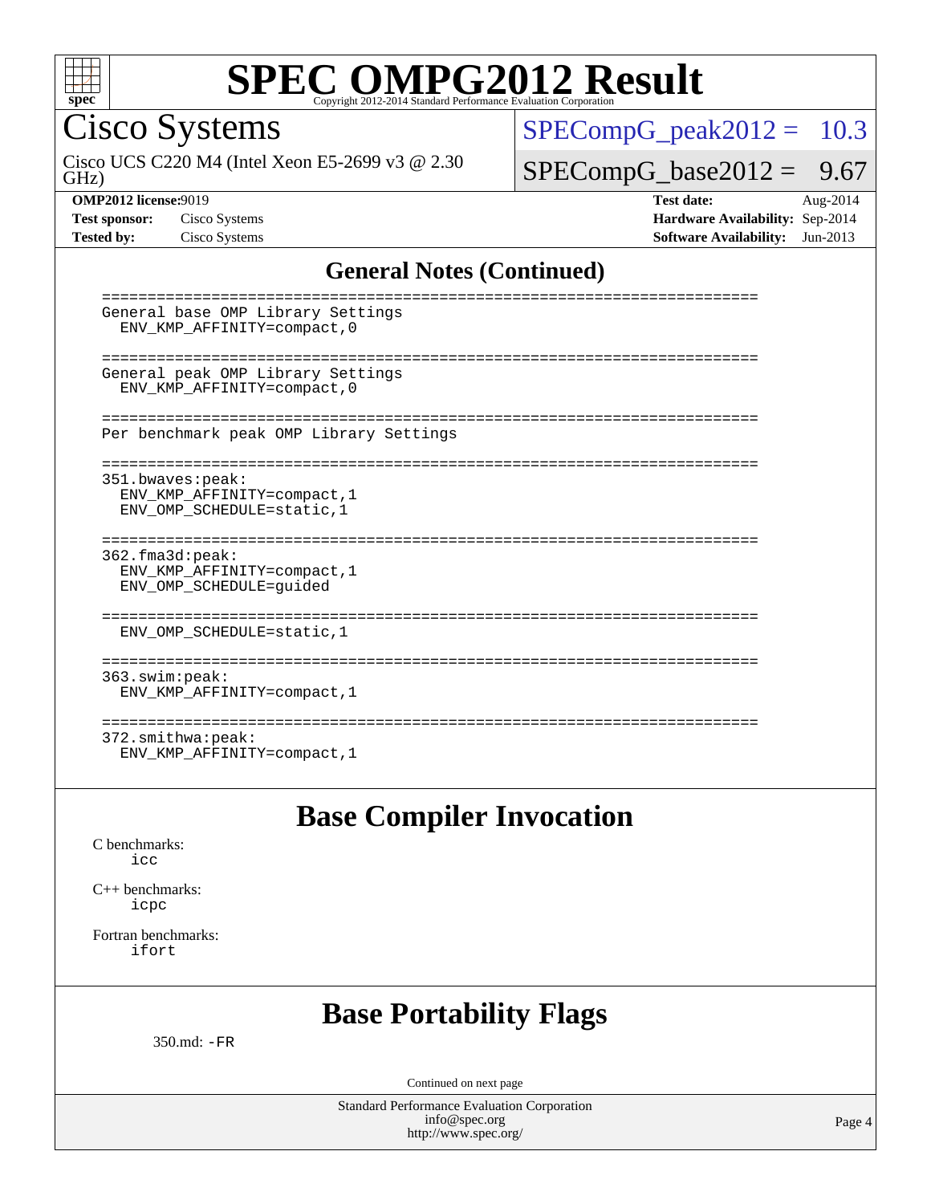# SPEC OMPG2012 Result

Copyright 2012-2014 Standard Performance Evaluation Corporation

## Cisco Systems

Cisco UCS C220 M4 (Intel Xeon E5-2699 v3 @ 2.30 GHz)

SPECompG_peak2012 = 10.3

SPECompG_base2012 = 9.67

**OMP2012 license:** 9019
**Test sponsor:** Cisco Systems
**Tested by:** Cisco Systems

**Test date:** Aug-2014
**Hardware Availability:** Sep-2014
**Software Availability:** Jun-2013

## General Notes (Continued)

```
========================================================================
General base OMP Library Settings
  ENV_KMP_AFFINITY=compact,0

========================================================================
General peak OMP Library Settings
  ENV_KMP_AFFINITY=compact,0

========================================================================
Per benchmark peak OMP Library Settings

========================================================================
351.bwaves:peak:
  ENV_KMP_AFFINITY=compact,1
  ENV_OMP_SCHEDULE=static,1

========================================================================
362.fma3d:peak:
  ENV_KMP_AFFINITY=compact,1
  ENV_OMP_SCHEDULE=guided

========================================================================
  ENV_OMP_SCHEDULE=static,1

========================================================================
363.swim:peak:
  ENV_KMP_AFFINITY=compact,1

========================================================================
372.smithwa:peak:
  ENV_KMP_AFFINITY=compact,1
```

## Base Compiler Invocation

C benchmarks:
 `icc`

C++ benchmarks:
 `icpc`

Fortran benchmarks:
 `ifort`

## Base Portability Flags

350.md: `-FR`

Continued on next page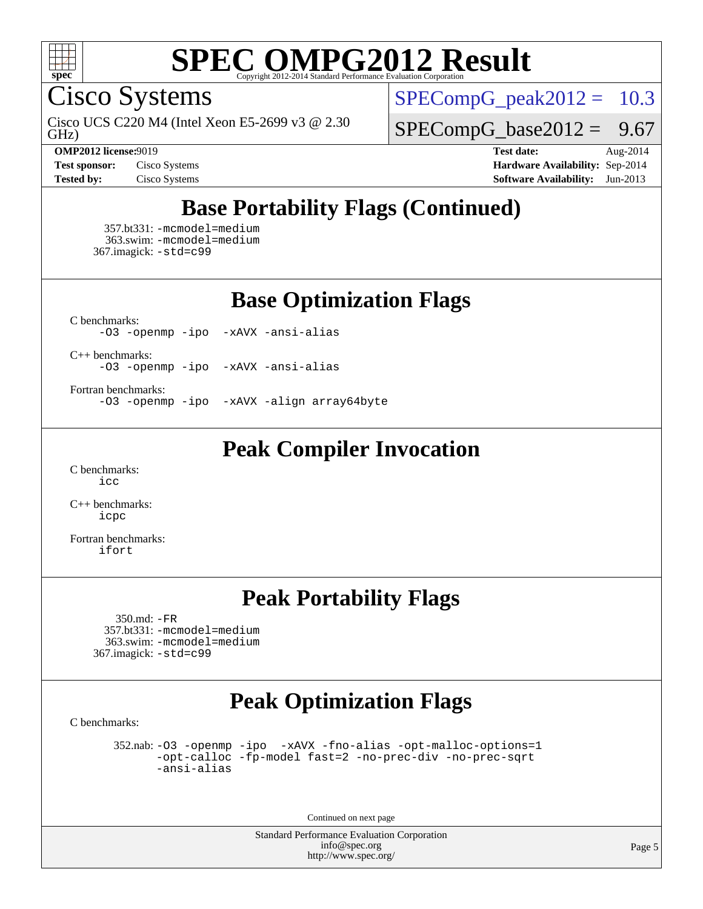# SPEC OMPG2012 Result

Copyright 2012-2014 Standard Performance Evaluation Corporation

## Cisco Systems

Cisco UCS C220 M4 (Intel Xeon E5-2699 v3 @ 2.30 GHz)

SPECompG_peak2012 = 10.3

SPECompG_base2012 = 9.67

| | | | |
|---|---|---|---|
| **OMP2012 license:** | 9019 | **Test date:** | Aug-2014 |
| **Test sponsor:** | Cisco Systems | **Hardware Availability:** | Sep-2014 |
| **Tested by:** | Cisco Systems | **Software Availability:** | Jun-2013 |

## Base Portability Flags (Continued)

357.bt331: -mcmodel=medium
363.swim: -mcmodel=medium
367.imagick: -std=c99

## Base Optimization Flags

C benchmarks:
-O3 -openmp -ipo -xAVX -ansi-alias

C++ benchmarks:
-O3 -openmp -ipo -xAVX -ansi-alias

Fortran benchmarks:
-O3 -openmp -ipo -xAVX -align array64byte

## Peak Compiler Invocation

C benchmarks:
icc

C++ benchmarks:
icpc

Fortran benchmarks:
ifort

## Peak Portability Flags

350.md: -FR
357.bt331: -mcmodel=medium
363.swim: -mcmodel=medium
367.imagick: -std=c99

## Peak Optimization Flags

C benchmarks:

352.nab: -O3 -openmp -ipo -xAVX -fno-alias -opt-malloc-options=1 -opt-calloc -fp-model fast=2 -no-prec-div -no-prec-sqrt -ansi-alias

Continued on next page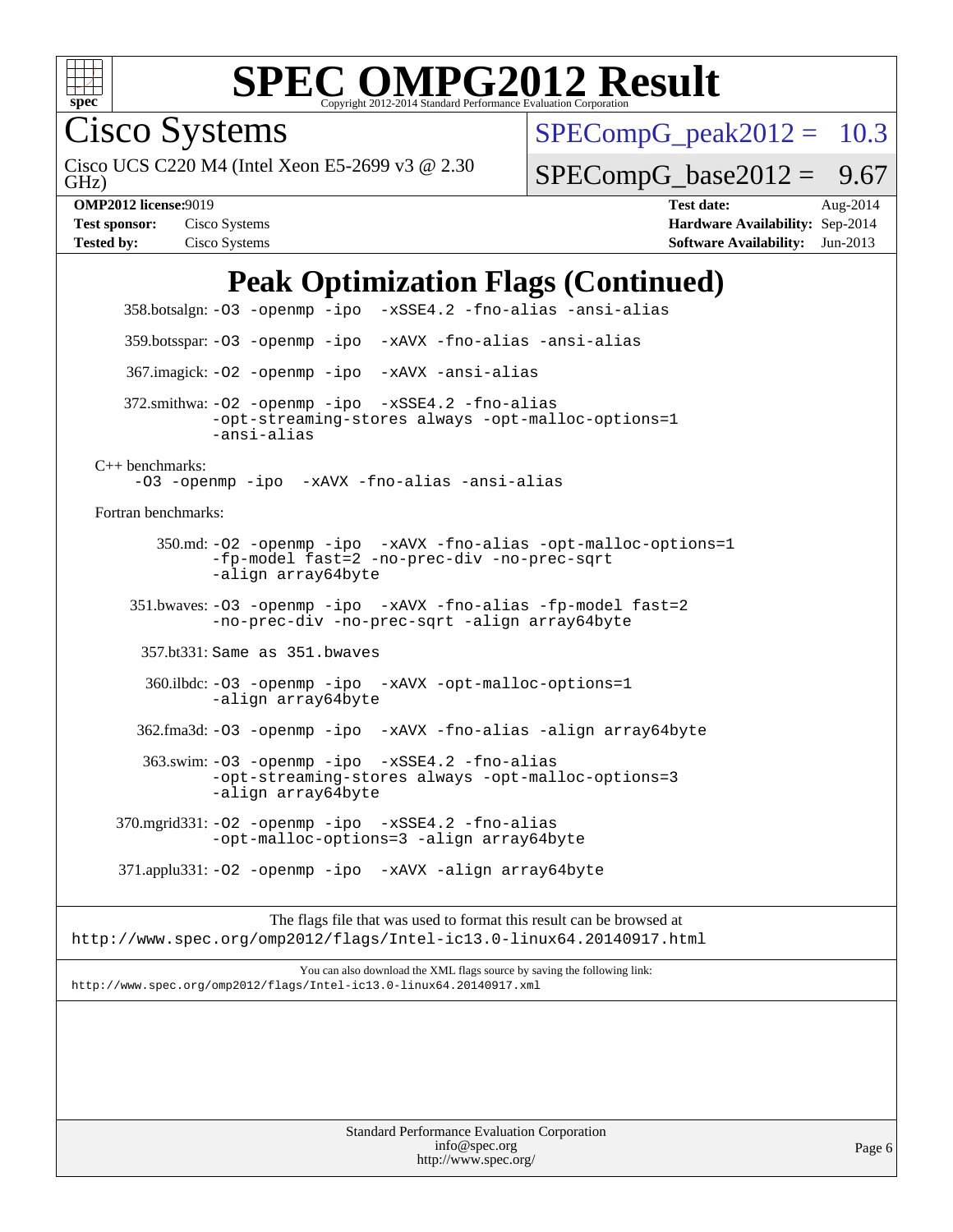# Peak Optimization Flags (Continued)

358.botsalgn: -O3 -openmp -ipo -xSSE4.2 -fno-alias -ansi-alias

359.botsspar: -O3 -openmp -ipo -xAVX -fno-alias -ansi-alias

367.imagick: -O2 -openmp -ipo -xAVX -ansi-alias

372.smithwa: -O2 -openmp -ipo -xSSE4.2 -fno-alias -opt-streaming-stores always -opt-malloc-options=1 -ansi-alias

C++ benchmarks:

-O3 -openmp -ipo -xAVX -fno-alias -ansi-alias

Fortran benchmarks:

350.md: -O2 -openmp -ipo -xAVX -fno-alias -opt-malloc-options=1 -fp-model fast=2 -no-prec-div -no-prec-sqrt -align array64byte

351.bwaves: -O3 -openmp -ipo -xAVX -fno-alias -fp-model fast=2 -no-prec-div -no-prec-sqrt -align array64byte

357.bt331: Same as 351.bwaves

360.ilbdc: -O3 -openmp -ipo -xAVX -opt-malloc-options=1 -align array64byte

362.fma3d: -O3 -openmp -ipo -xAVX -fno-alias -align array64byte

363.swim: -O3 -openmp -ipo -xSSE4.2 -fno-alias -opt-streaming-stores always -opt-malloc-options=3 -align array64byte

370.mgrid331: -O2 -openmp -ipo -xSSE4.2 -fno-alias -opt-malloc-options=3 -align array64byte

371.applu331: -O2 -openmp -ipo -xAVX -align array64byte

The flags file that was used to format this result can be browsed at
http://www.spec.org/omp2012/flags/Intel-ic13.0-linux64.20140917.html

You can also download the XML flags source by saving the following link:
http://www.spec.org/omp2012/flags/Intel-ic13.0-linux64.20140917.xml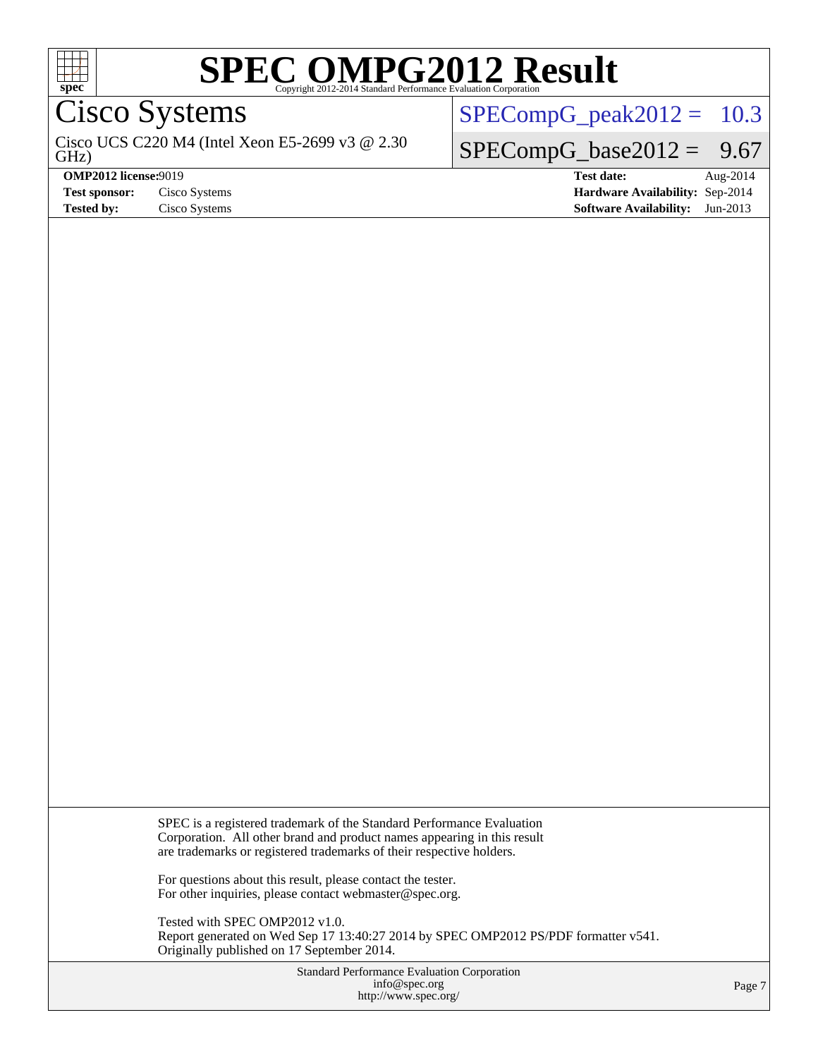SPEC is a registered trademark of the Standard Performance Evaluation Corporation. All other brand and product names appearing in this result are trademarks or registered trademarks of their respective holders.

For questions about this result, please contact the tester.
For other inquiries, please contact webmaster@spec.org.

Tested with SPEC OMP2012 v1.0.
Report generated on Wed Sep 17 13:40:27 2014 by SPEC OMP2012 PS/PDF formatter v541.
Originally published on 17 September 2014.